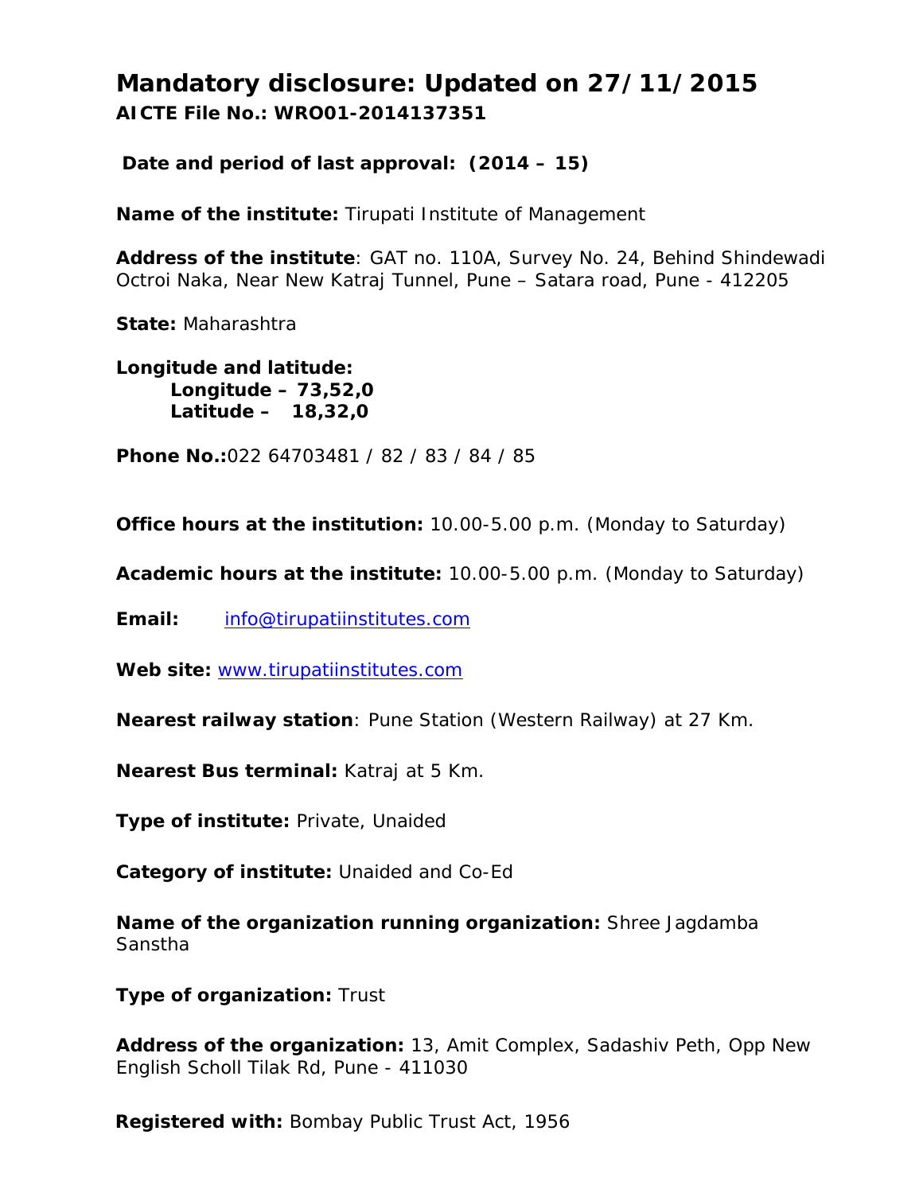# Mandatory disclosure: Updated on 27/11/2015

**AICTE File No.: WRO01-2014137351**

**Date and period of last approval: (2014 – 15)**

**Name of the institute:** Tirupati Institute of Management

**Address of the institute**: GAT no. 110A, Survey No. 24, Behind Shindewadi Octroi Naka, Near New Katraj Tunnel, Pune – Satara road, Pune - 412205

**State:** Maharashtra

**Longitude and latitude:**
**Longitude – 73,52,0**
**Latitude – 18,32,0**

**Phone No.:**022 64703481 / 82 / 83 / 84 / 85

**Office hours at the institution:** 10.00-5.00 p.m. (Monday to Saturday)

**Academic hours at the institute:** 10.00-5.00 p.m. (Monday to Saturday)

**Email:** info@tirupatiinstitutes.com

**Web site:** www.tirupatiinstitutes.com

**Nearest railway station**: Pune Station (Western Railway) at 27 Km.

**Nearest Bus terminal:** Katraj at 5 Km.

**Type of institute:** Private, Unaided

**Category of institute:** Unaided and Co-Ed

**Name of the organization running organization:** Shree Jagdamba Sanstha

**Type of organization:** Trust

**Address of the organization:** 13, Amit Complex, Sadashiv Peth, Opp New English Scholl Tilak Rd, Pune - 411030

**Registered with:** Bombay Public Trust Act, 1956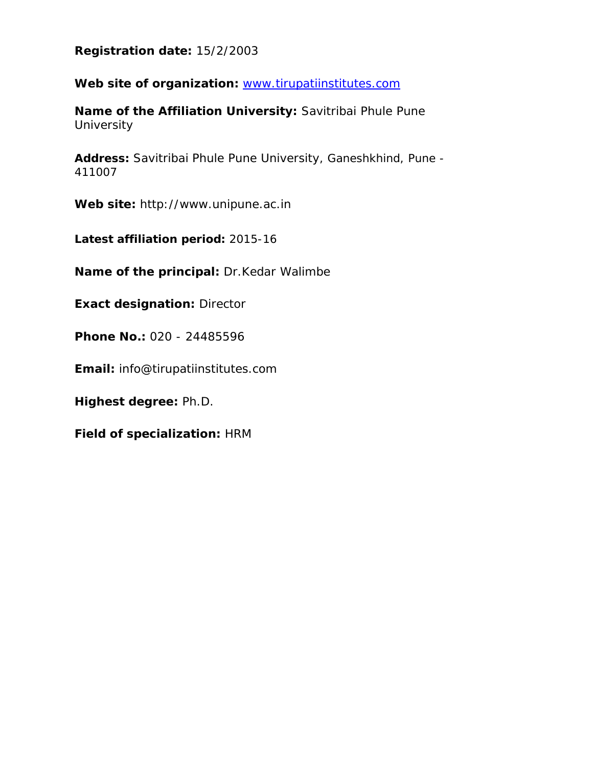**Registration date:** 15/2/2003

**Web site of organization:** www.tirupatiinstitutes.com

**Name of the Affiliation University:** Savitribai Phule Pune University

**Address:** Savitribai Phule Pune University, Ganeshkhind, Pune - 411007

**Web site:** http://www.unipune.ac.in

**Latest affiliation period:** 2015-16

**Name of the principal:** Dr.Kedar Walimbe

**Exact designation:** Director

**Phone No.:** 020 - 24485596

**Email:** info@tirupatiinstitutes.com

**Highest degree:** Ph.D.

**Field of specialization:** HRM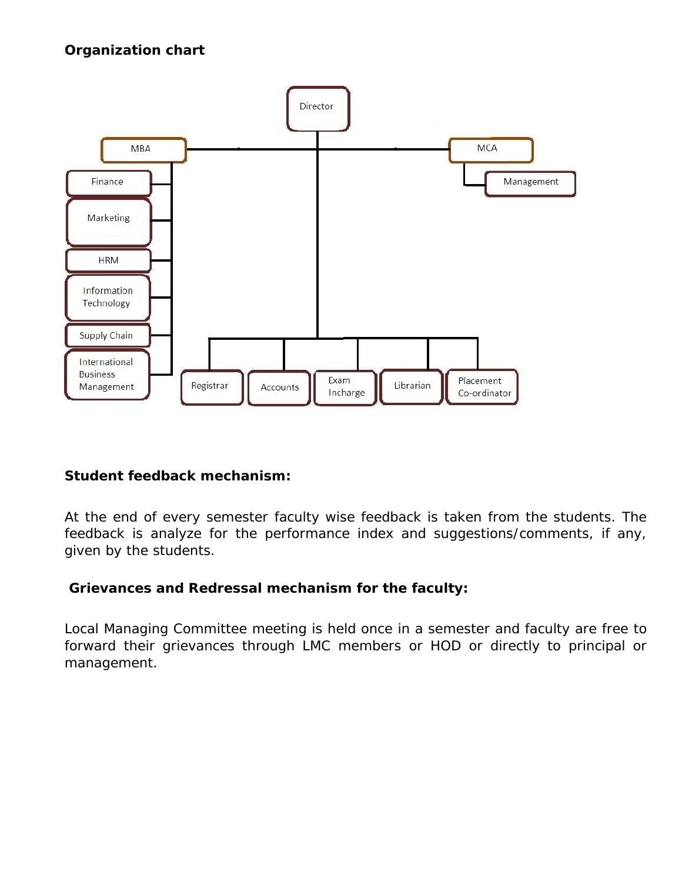**Organization chart**

Director

MBA

Finance

Marketing

HRM

Information Technology

Supply Chain

International Business Management

MCA

Management

Registrar

Accounts

Exam Incharge

Librarian

Placement Co-ordinator

**Student feedback mechanism:**

At the end of every semester faculty wise feedback is taken from the students. The feedback is analyze for the performance index and suggestions/comments, if any, given by the students.

**Grievances and Redressal mechanism for the faculty:**

Local Managing Committee meeting is held once in a semester and faculty are free to forward their grievances through LMC members or HOD or directly to principal or management.